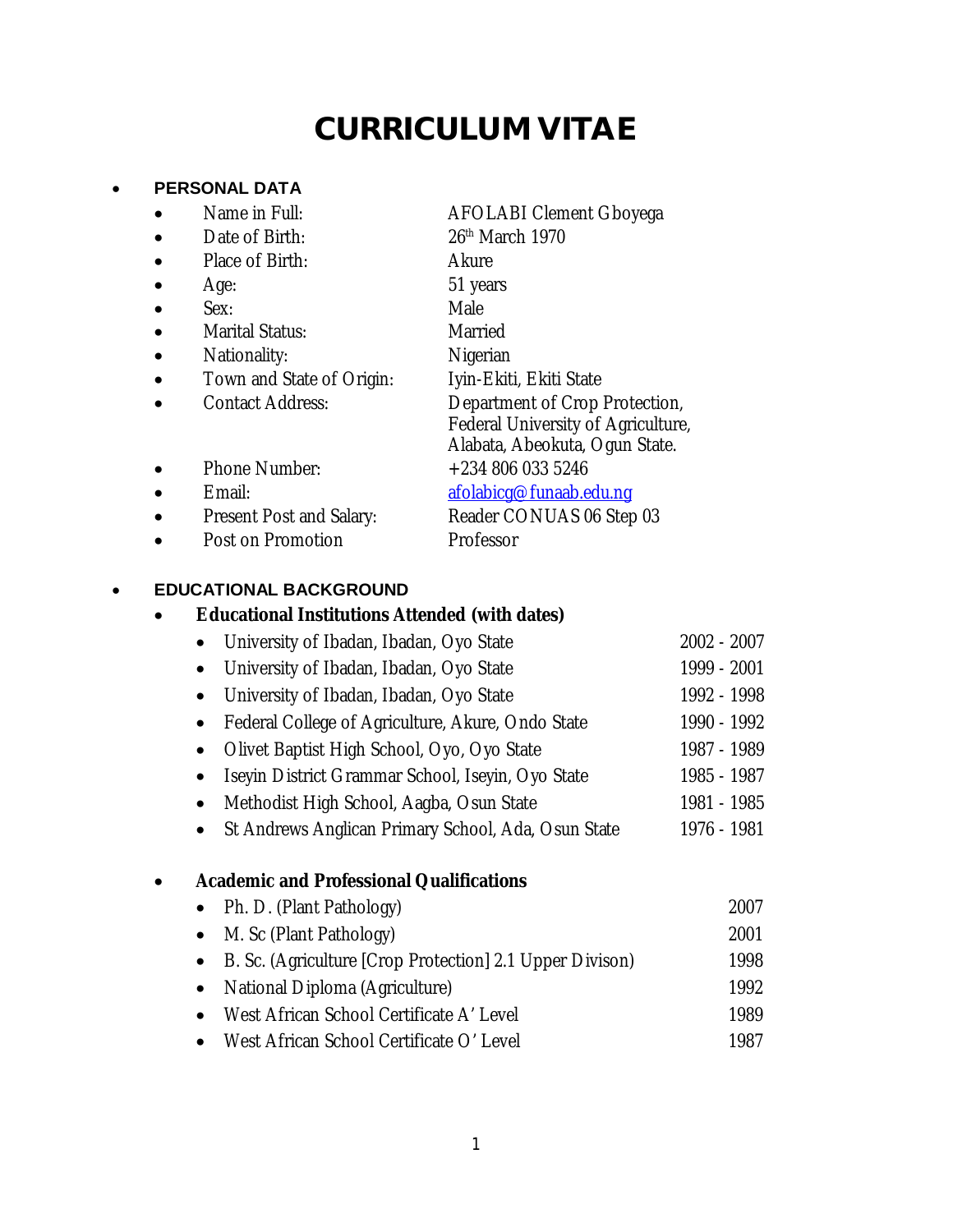# CURRICULUM VITAE

- **PERSONAL DATA**
  - Name in Full: AFOLABI Clement Gboyega
  - Date of Birth: 26th March 1970
  - Place of Birth: Akure
  - Age: 51 years
  - Sex: Male
  - Marital Status: Married
  - Nationality: Nigerian
  - Town and State of Origin: Iyin-Ekiti, Ekiti State
  - Contact Address: Department of Crop Protection, Federal University of Agriculture, Alabata, Abeokuta, Ogun State.
  - Phone Number: +234 806 033 5246
  - Email: afolabicg@funaab.edu.ng
  - Present Post and Salary: Reader CONUAS 06 Step 03
  - Post on Promotion: Professor

- **EDUCATIONAL BACKGROUND**
  - **Educational Institutions Attended (with dates)**
    - University of Ibadan, Ibadan, Oyo State — 2002 - 2007
    - University of Ibadan, Ibadan, Oyo State — 1999 - 2001
    - University of Ibadan, Ibadan, Oyo State — 1992 - 1998
    - Federal College of Agriculture, Akure, Ondo State — 1990 - 1992
    - Olivet Baptist High School, Oyo, Oyo State — 1987 - 1989
    - Iseyin District Grammar School, Iseyin, Oyo State — 1985 - 1987
    - Methodist High School, Aagba, Osun State — 1981 - 1985
    - St Andrews Anglican Primary School, Ada, Osun State — 1976 - 1981

  - **Academic and Professional Qualifications**
    - Ph. D. (Plant Pathology) — 2007
    - M. Sc (Plant Pathology) — 2001
    - B. Sc. (Agriculture [Crop Protection] 2.1 Upper Divison) — 1998
    - National Diploma (Agriculture) — 1992
    - West African School Certificate A' Level — 1989
    - West African School Certificate O' Level — 1987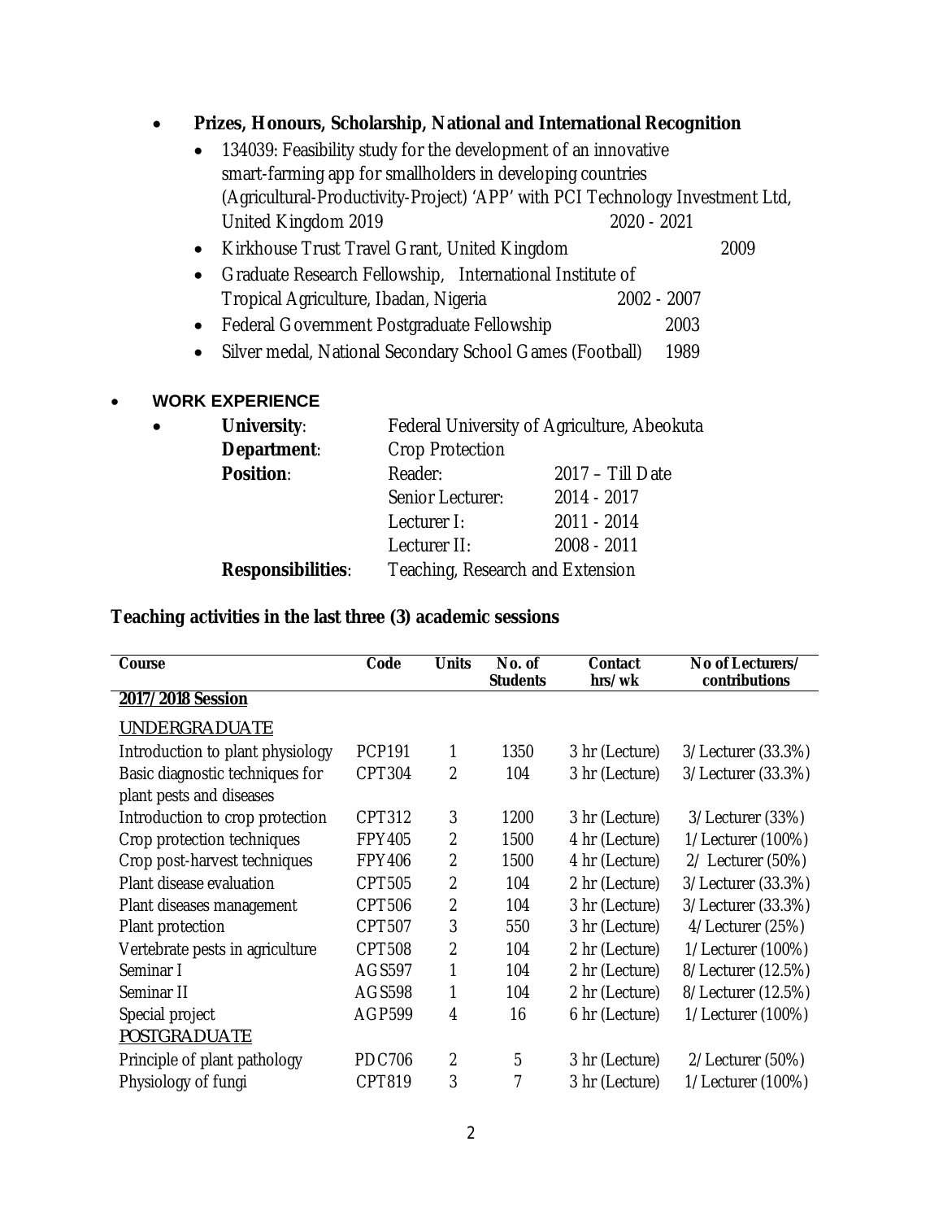- **Prizes, Honours, Scholarship, National and International Recognition**
    - 134039: Feasibility study for the development of an innovative smart-farming app for smallholders in developing countries (Agricultural-Productivity-Project) 'APP' with PCI Technology Investment Ltd, United Kingdom 2019 — 2020 - 2021
    - Kirkhouse Trust Travel Grant, United Kingdom — 2009
    - Graduate Research Fellowship, International Institute of Tropical Agriculture, Ibadan, Nigeria — 2002 - 2007
    - Federal Government Postgraduate Fellowship — 2003
    - Silver medal, National Secondary School Games (Football) — 1989

- **WORK EXPERIENCE**
    - **University**: Federal University of Agriculture, Abeokuta
      **Department**: Crop Protection
      **Position**:

      | | |
      |---|---|
      | Reader: | 2017 – Till Date |
      | Senior Lecturer: | 2014 - 2017 |
      | Lecturer I: | 2011 - 2014 |
      | Lecturer II: | 2008 - 2011 |

      **Responsibilities**: Teaching, Research and Extension

**Teaching activities in the last three (3) academic sessions**

| Course | Code | Units | No. of Students | Contact hrs/wk | No of Lecturers/ contributions |
|---|---|---|---|---|---|
| **2017/2018 Session** | | | | | |
| UNDERGRADUATE | | | | | |
| Introduction to plant physiology | PCP191 | 1 | 1350 | 3 hr (Lecture) | 3/Lecturer (33.3%) |
| Basic diagnostic techniques for plant pests and diseases | CPT304 | 2 | 104 | 3 hr (Lecture) | 3/Lecturer (33.3%) |
| Introduction to crop protection | CPT312 | 3 | 1200 | 3 hr (Lecture) | 3/Lecturer (33%) |
| Crop protection techniques | FPY405 | 2 | 1500 | 4 hr (Lecture) | 1/Lecturer (100%) |
| Crop post-harvest techniques | FPY406 | 2 | 1500 | 4 hr (Lecture) | 2/ Lecturer (50%) |
| Plant disease evaluation | CPT505 | 2 | 104 | 2 hr (Lecture) | 3/Lecturer (33.3%) |
| Plant diseases management | CPT506 | 2 | 104 | 3 hr (Lecture) | 3/Lecturer (33.3%) |
| Plant protection | CPT507 | 3 | 550 | 3 hr (Lecture) | 4/Lecturer (25%) |
| Vertebrate pests in agriculture | CPT508 | 2 | 104 | 2 hr (Lecture) | 1/Lecturer (100%) |
| Seminar I | AGS597 | 1 | 104 | 2 hr (Lecture) | 8/Lecturer (12.5%) |
| Seminar II | AGS598 | 1 | 104 | 2 hr (Lecture) | 8/Lecturer (12.5%) |
| Special project | AGP599 | 4 | 16 | 6 hr (Lecture) | 1/Lecturer (100%) |
| POSTGRADUATE | | | | | |
| Principle of plant pathology | PDC706 | 2 | 5 | 3 hr (Lecture) | 2/Lecturer (50%) |
| Physiology of fungi | CPT819 | 3 | 7 | 3 hr (Lecture) | 1/Lecturer (100%) |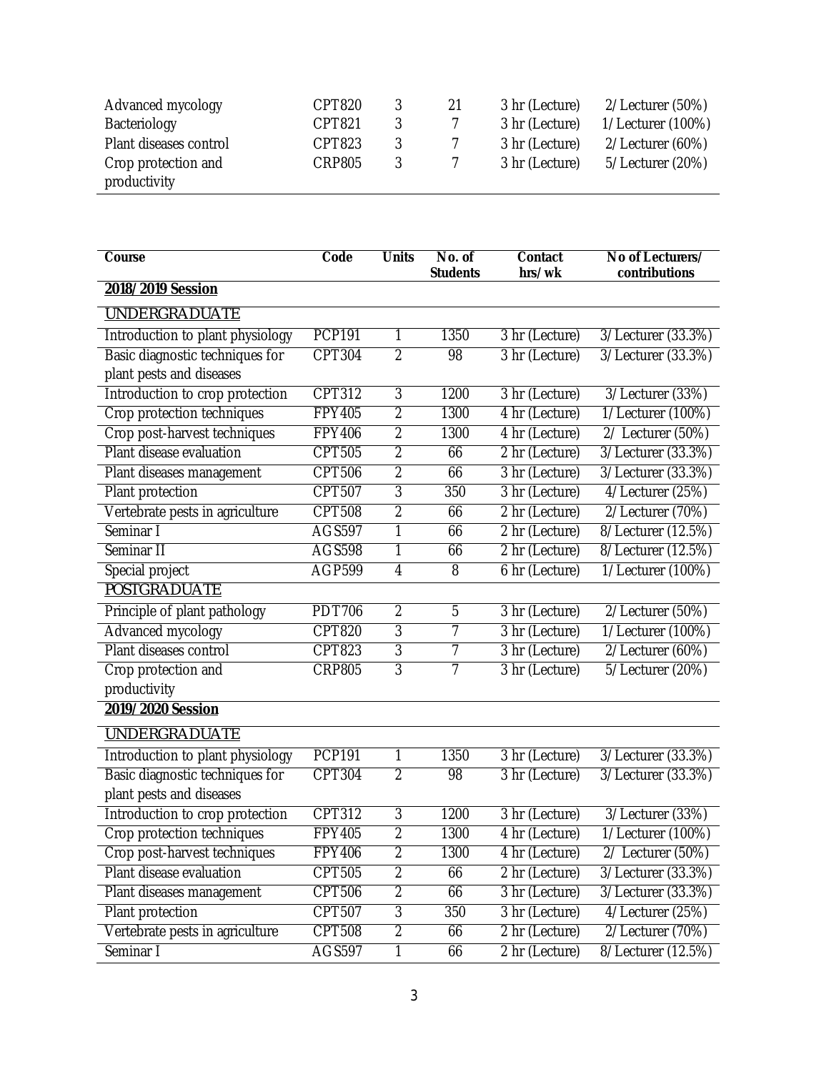| Advanced mycology | CPT820 | 3 | 21 | 3 hr (Lecture) | 2/Lecturer (50%) |
|---|---|---|---|---|---|
| Bacteriology | CPT821 | 3 | 7 | 3 hr (Lecture) | 1/Lecturer (100%) |
| Plant diseases control | CPT823 | 3 | 7 | 3 hr (Lecture) | 2/Lecturer (60%) |
| Crop protection and productivity | CRP805 | 3 | 7 | 3 hr (Lecture) | 5/Lecturer (20%) |

| Course | Code | Units | No. of Students | Contact hrs/wk | No of Lecturers/ contributions |
|---|---|---|---|---|---|
| **2018/2019 Session** | | | | | |
| UNDERGRADUATE | | | | | |
| Introduction to plant physiology | PCP191 | 1 | 1350 | 3 hr (Lecture) | 3/Lecturer (33.3%) |
| Basic diagnostic techniques for plant pests and diseases | CPT304 | 2 | 98 | 3 hr (Lecture) | 3/Lecturer (33.3%) |
| Introduction to crop protection | CPT312 | 3 | 1200 | 3 hr (Lecture) | 3/Lecturer (33%) |
| Crop protection techniques | FPY405 | 2 | 1300 | 4 hr (Lecture) | 1/Lecturer (100%) |
| Crop post-harvest techniques | FPY406 | 2 | 1300 | 4 hr (Lecture) | 2/ Lecturer (50%) |
| Plant disease evaluation | CPT505 | 2 | 66 | 2 hr (Lecture) | 3/Lecturer (33.3%) |
| Plant diseases management | CPT506 | 2 | 66 | 3 hr (Lecture) | 3/Lecturer (33.3%) |
| Plant protection | CPT507 | 3 | 350 | 3 hr (Lecture) | 4/Lecturer (25%) |
| Vertebrate pests in agriculture | CPT508 | 2 | 66 | 2 hr (Lecture) | 2/Lecturer (70%) |
| Seminar I | AGS597 | 1 | 66 | 2 hr (Lecture) | 8/Lecturer (12.5%) |
| Seminar II | AGS598 | 1 | 66 | 2 hr (Lecture) | 8/Lecturer (12.5%) |
| Special project | AGP599 | 4 | 8 | 6 hr (Lecture) | 1/Lecturer (100%) |
| POSTGRADUATE | | | | | |
| Principle of plant pathology | PDT706 | 2 | 5 | 3 hr (Lecture) | 2/Lecturer (50%) |
| Advanced mycology | CPT820 | 3 | 7 | 3 hr (Lecture) | 1/Lecturer (100%) |
| Plant diseases control | CPT823 | 3 | 7 | 3 hr (Lecture) | 2/Lecturer (60%) |
| Crop protection and productivity | CRP805 | 3 | 7 | 3 hr (Lecture) | 5/Lecturer (20%) |
| **2019/2020 Session** | | | | | |
| UNDERGRADUATE | | | | | |
| Introduction to plant physiology | PCP191 | 1 | 1350 | 3 hr (Lecture) | 3/Lecturer (33.3%) |
| Basic diagnostic techniques for plant pests and diseases | CPT304 | 2 | 98 | 3 hr (Lecture) | 3/Lecturer (33.3%) |
| Introduction to crop protection | CPT312 | 3 | 1200 | 3 hr (Lecture) | 3/Lecturer (33%) |
| Crop protection techniques | FPY405 | 2 | 1300 | 4 hr (Lecture) | 1/Lecturer (100%) |
| Crop post-harvest techniques | FPY406 | 2 | 1300 | 4 hr (Lecture) | 2/ Lecturer (50%) |
| Plant disease evaluation | CPT505 | 2 | 66 | 2 hr (Lecture) | 3/Lecturer (33.3%) |
| Plant diseases management | CPT506 | 2 | 66 | 3 hr (Lecture) | 3/Lecturer (33.3%) |
| Plant protection | CPT507 | 3 | 350 | 3 hr (Lecture) | 4/Lecturer (25%) |
| Vertebrate pests in agriculture | CPT508 | 2 | 66 | 2 hr (Lecture) | 2/Lecturer (70%) |
| Seminar I | AGS597 | 1 | 66 | 2 hr (Lecture) | 8/Lecturer (12.5%) |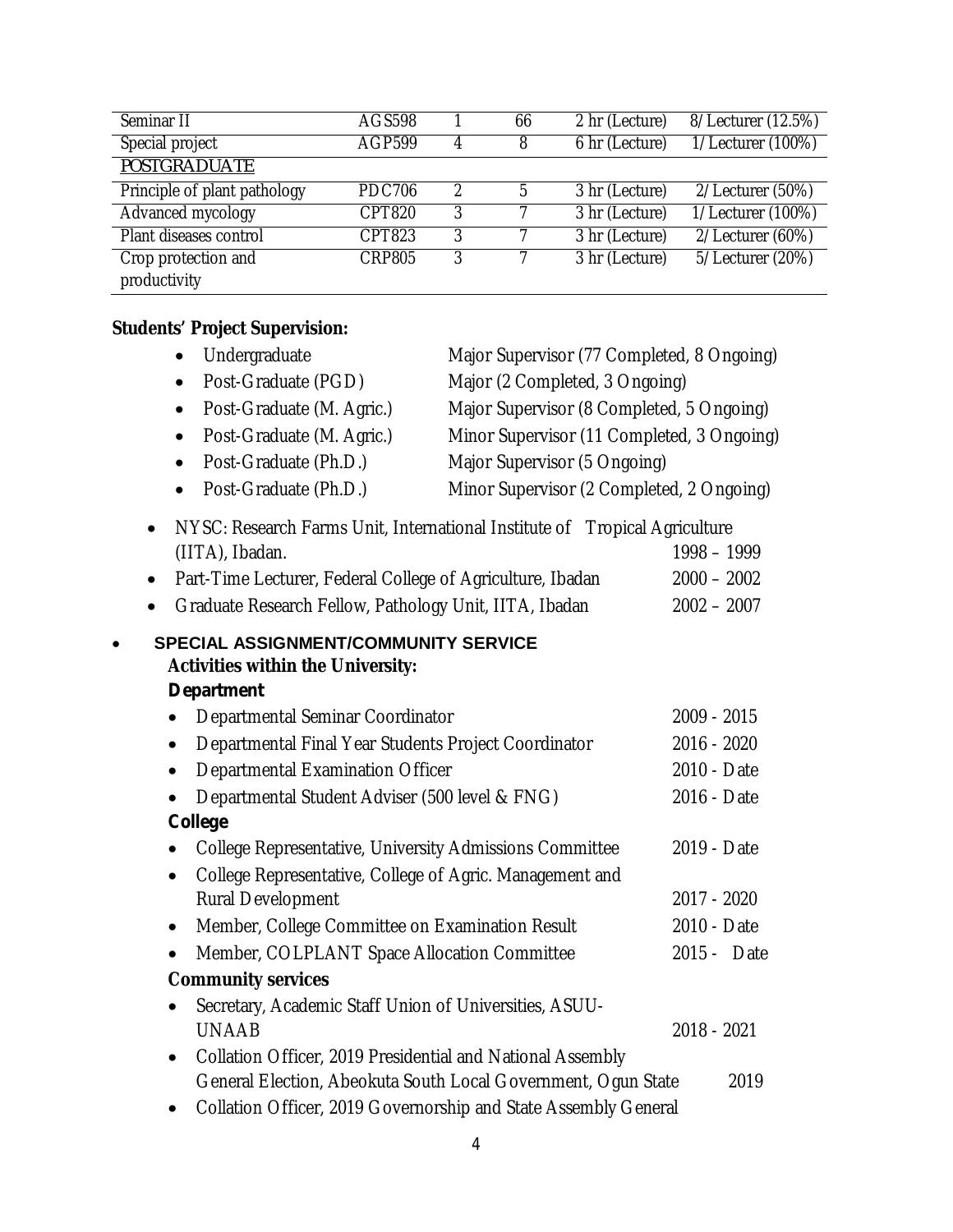| | | | | | |
|---|---|---|---|---|---|
| Seminar II | AGS598 | 1 | 66 | 2 hr (Lecture) | 8/Lecturer (12.5%) |
| Special project | AGP599 | 4 | 8 | 6 hr (Lecture) | 1/Lecturer (100%) |
| POSTGRADUATE | | | | | |
| Principle of plant pathology | PDC706 | 2 | 5 | 3 hr (Lecture) | 2/Lecturer (50%) |
| Advanced mycology | CPT820 | 3 | 7 | 3 hr (Lecture) | 1/Lecturer (100%) |
| Plant diseases control | CPT823 | 3 | 7 | 3 hr (Lecture) | 2/Lecturer (60%) |
| Crop protection and productivity | CRP805 | 3 | 7 | 3 hr (Lecture) | 5/Lecturer (20%) |

**Students' Project Supervision:**

- Undergraduate — Major Supervisor (77 Completed, 8 Ongoing)
- Post-Graduate (PGD) — Major (2 Completed, 3 Ongoing)
- Post-Graduate (M. Agric.) — Major Supervisor (8 Completed, 5 Ongoing)
- Post-Graduate (M. Agric.) — Minor Supervisor (11 Completed, 3 Ongoing)
- Post-Graduate (Ph.D.) — Major Supervisor (5 Ongoing)
- Post-Graduate (Ph.D.) — Minor Supervisor (2 Completed, 2 Ongoing)

- NYSC: Research Farms Unit, International Institute of Tropical Agriculture (IITA), Ibadan. — 1998 – 1999
- Part-Time Lecturer, Federal College of Agriculture, Ibadan — 2000 – 2002
- Graduate Research Fellow, Pathology Unit, IITA, Ibadan — 2002 – 2007

- **SPECIAL ASSIGNMENT/COMMUNITY SERVICE**

**Activities within the University:**

**Department**

- Departmental Seminar Coordinator — 2009 - 2015
- Departmental Final Year Students Project Coordinator — 2016 - 2020
- Departmental Examination Officer — 2010 - Date
- Departmental Student Adviser (500 level & FNG) — 2016 - Date

**College**

- College Representative, University Admissions Committee — 2019 - Date
- College Representative, College of Agric. Management and Rural Development — 2017 - 2020
- Member, College Committee on Examination Result — 2010 - Date
- Member, COLPLANT Space Allocation Committee — 2015 - Date

**Community services**

- Secretary, Academic Staff Union of Universities, ASUU-UNAAB — 2018 - 2021
- Collation Officer, 2019 Presidential and National Assembly General Election, Abeokuta South Local Government, Ogun State — 2019
- Collation Officer, 2019 Governorship and State Assembly General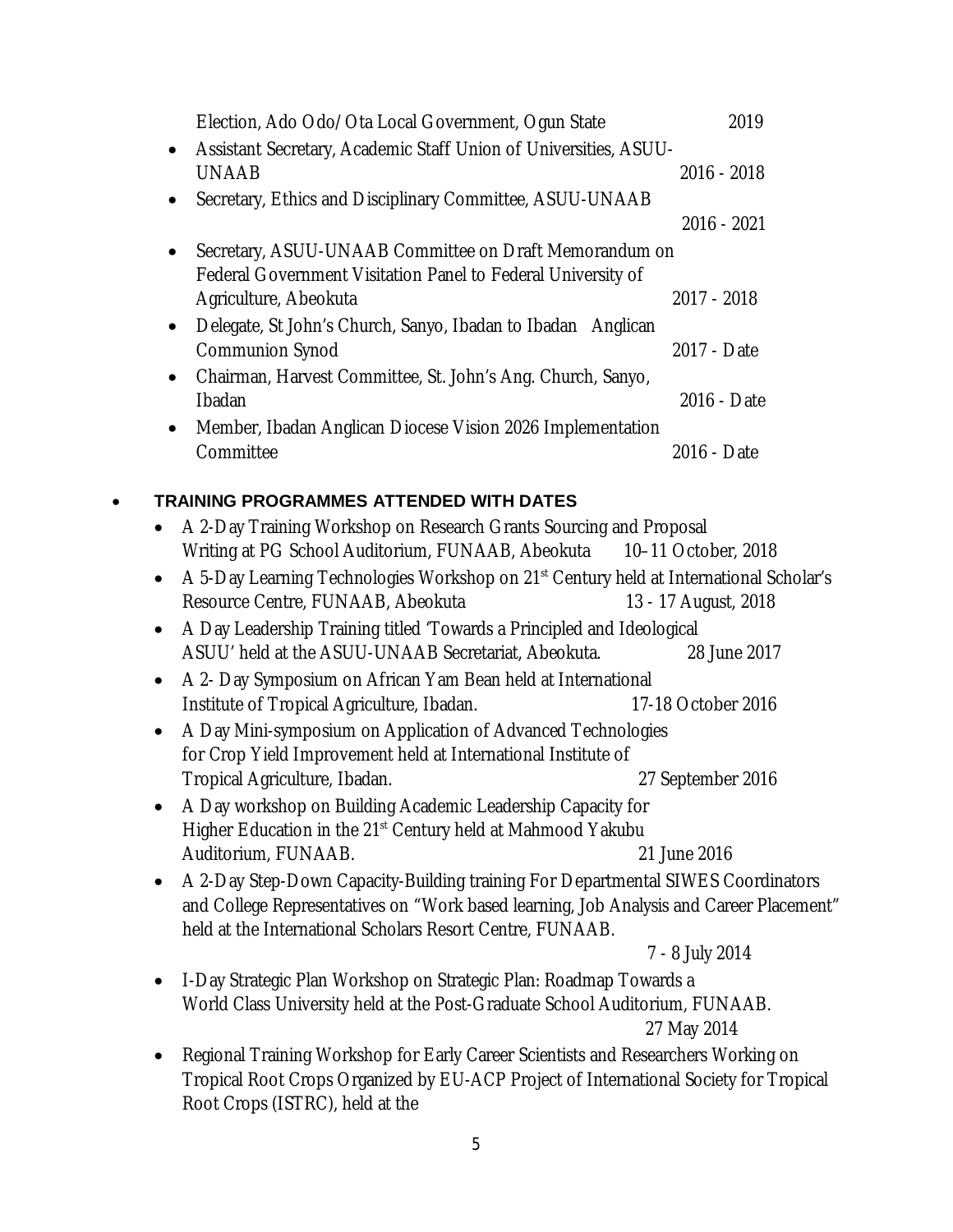Election, Ado Odo/Ota Local Government, Ogun State 2019

- Assistant Secretary, Academic Staff Union of Universities, ASUU-UNAAB 2016 - 2018
- Secretary, Ethics and Disciplinary Committee, ASUU-UNAAB 2016 - 2021
- Secretary, ASUU-UNAAB Committee on Draft Memorandum on Federal Government Visitation Panel to Federal University of Agriculture, Abeokuta 2017 - 2018
- Delegate, St John's Church, Sanyo, Ibadan to Ibadan Anglican Communion Synod 2017 - Date
- Chairman, Harvest Committee, St. John's Ang. Church, Sanyo, Ibadan 2016 - Date
- Member, Ibadan Anglican Diocese Vision 2026 Implementation Committee 2016 - Date

- **TRAINING PROGRAMMES ATTENDED WITH DATES**
  - A 2-Day Training Workshop on Research Grants Sourcing and Proposal Writing at PG School Auditorium, FUNAAB, Abeokuta 10–11 October, 2018
  - A 5-Day Learning Technologies Workshop on 21st Century held at International Scholar's Resource Centre, FUNAAB, Abeokuta 13 - 17 August, 2018
  - A Day Leadership Training titled 'Towards a Principled and Ideological ASUU' held at the ASUU-UNAAB Secretariat, Abeokuta. 28 June 2017
  - A 2- Day Symposium on African Yam Bean held at International Institute of Tropical Agriculture, Ibadan. 17-18 October 2016
  - A Day Mini-symposium on Application of Advanced Technologies for Crop Yield Improvement held at International Institute of Tropical Agriculture, Ibadan. 27 September 2016
  - A Day workshop on Building Academic Leadership Capacity for Higher Education in the 21st Century held at Mahmood Yakubu Auditorium, FUNAAB. 21 June 2016
  - A 2-Day Step-Down Capacity-Building training For Departmental SIWES Coordinators and College Representatives on "Work based learning, Job Analysis and Career Placement" held at the International Scholars Resort Centre, FUNAAB. 7 - 8 July 2014
  - I-Day Strategic Plan Workshop on Strategic Plan: Roadmap Towards a World Class University held at the Post-Graduate School Auditorium, FUNAAB. 27 May 2014
  - Regional Training Workshop for Early Career Scientists and Researchers Working on Tropical Root Crops Organized by EU-ACP Project of International Society for Tropical Root Crops (ISTRC), held at the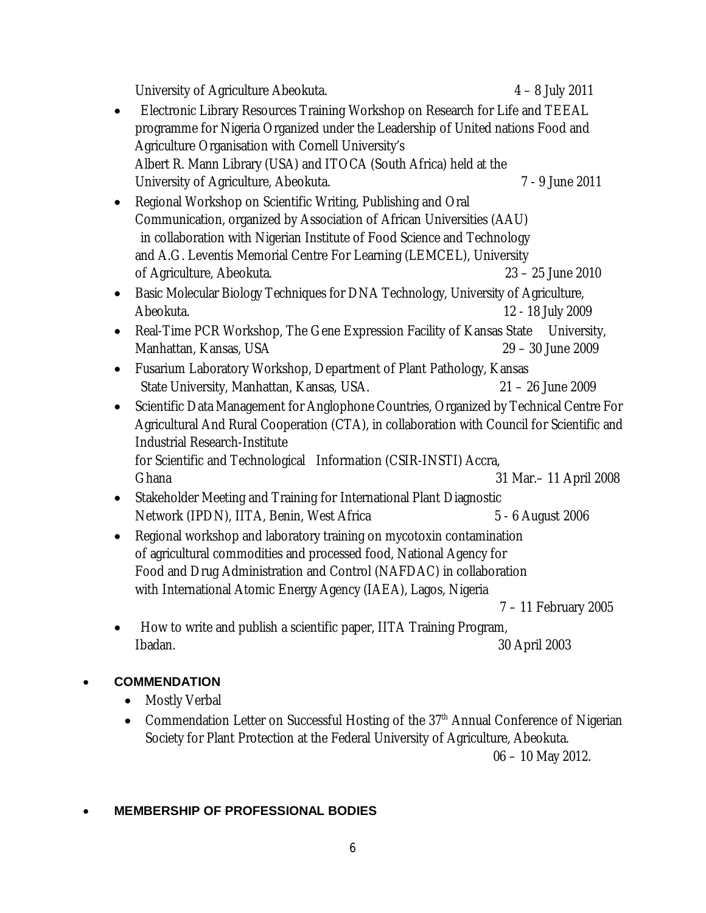University of Agriculture Abeokuta. 4 – 8 July 2011

- Electronic Library Resources Training Workshop on Research for Life and TEEAL programme for Nigeria Organized under the Leadership of United nations Food and Agriculture Organisation with Cornell University's Albert R. Mann Library (USA) and ITOCA (South Africa) held at the University of Agriculture, Abeokuta. 7 - 9 June 2011
- Regional Workshop on Scientific Writing, Publishing and Oral Communication, organized by Association of African Universities (AAU) in collaboration with Nigerian Institute of Food Science and Technology and A.G. Leventis Memorial Centre For Learning (LEMCEL), University of Agriculture, Abeokuta. 23 – 25 June 2010
- Basic Molecular Biology Techniques for DNA Technology, University of Agriculture, Abeokuta. 12 - 18 July 2009
- Real-Time PCR Workshop, The Gene Expression Facility of Kansas State University, Manhattan, Kansas, USA 29 – 30 June 2009
- Fusarium Laboratory Workshop, Department of Plant Pathology, Kansas State University, Manhattan, Kansas, USA. 21 – 26 June 2009
- Scientific Data Management for Anglophone Countries, Organized by Technical Centre For Agricultural And Rural Cooperation (CTA), in collaboration with Council for Scientific and Industrial Research-Institute for Scientific and Technological Information (CSIR-INSTI) Accra, Ghana 31 Mar.– 11 April 2008
- Stakeholder Meeting and Training for International Plant Diagnostic Network (IPDN), IITA, Benin, West Africa 5 - 6 August 2006
- Regional workshop and laboratory training on mycotoxin contamination of agricultural commodities and processed food, National Agency for Food and Drug Administration and Control (NAFDAC) in collaboration with International Atomic Energy Agency (IAEA), Lagos, Nigeria 7 – 11 February 2005
- How to write and publish a scientific paper, IITA Training Program, Ibadan. 30 April 2003

- **COMMENDATION**
  - Mostly Verbal
  - Commendation Letter on Successful Hosting of the 37th Annual Conference of Nigerian Society for Plant Protection at the Federal University of Agriculture, Abeokuta. 06 – 10 May 2012.

- **MEMBERSHIP OF PROFESSIONAL BODIES**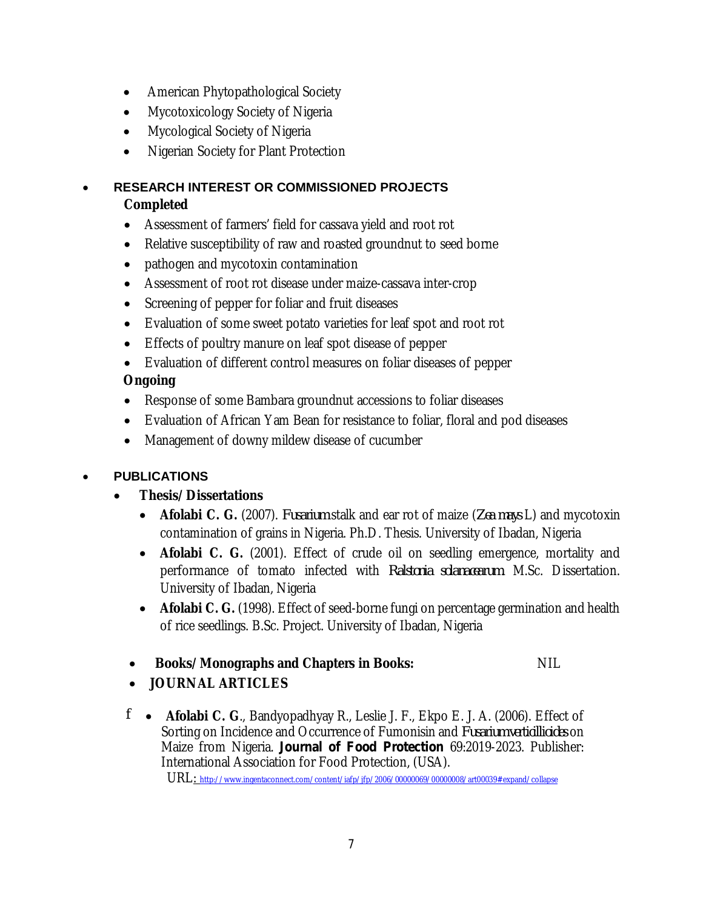- American Phytopathological Society
- Mycotoxicology Society of Nigeria
- Mycological Society of Nigeria
- Nigerian Society for Plant Protection

- **RESEARCH INTEREST OR COMMISSIONED PROJECTS**

  **Completed**

  - Assessment of farmers' field for cassava yield and root rot
  - Relative susceptibility of raw and roasted groundnut to seed borne
  - pathogen and mycotoxin contamination
  - Assessment of root rot disease under maize-cassava inter-crop
  - Screening of pepper for foliar and fruit diseases
  - Evaluation of some sweet potato varieties for leaf spot and root rot
  - Effects of poultry manure on leaf spot disease of pepper
  - Evaluation of different control measures on foliar diseases of pepper

  **Ongoing**

  - Response of some Bambara groundnut accessions to foliar diseases
  - Evaluation of African Yam Bean for resistance to foliar, floral and pod diseases
  - Management of downy mildew disease of cucumber

- **PUBLICATIONS**
  - **Thesis/Dissertations**
    - **Afolabi C. G.** (2007). *Fusarium* stalk and ear rot of maize (*Zea mays* L) and mycotoxin contamination of grains in Nigeria. Ph.D. Thesis. University of Ibadan, Nigeria
    - **Afolabi C. G.** (2001). Effect of crude oil on seedling emergence, mortality and performance of tomato infected with *Ralstonia solanacearum*. M.Sc. Dissertation. University of Ibadan, Nigeria
    - **Afolabi C. G.** (1998). Effect of seed-borne fungi on percentage germination and health of rice seedlings. B.Sc. Project. University of Ibadan, Nigeria
  - **Books/Monographs and Chapters in Books:** NIL
  - **JOURNAL ARTICLES**
    - **Afolabi C. G**., Bandyopadhyay R., Leslie J. F., Ekpo E. J. A. (2006). Effect of Sorting on Incidence and Occurrence of Fumonisin and *Fusarium verticillioides* on Maize from Nigeria. **Journal of Food Protection** 69:2019-2023. Publisher: International Association for Food Protection, (USA).
      URL: http://www.ingentaconnect.com/content/iafp/jfp/2006/00000069/00000008/art00039#expand/collapse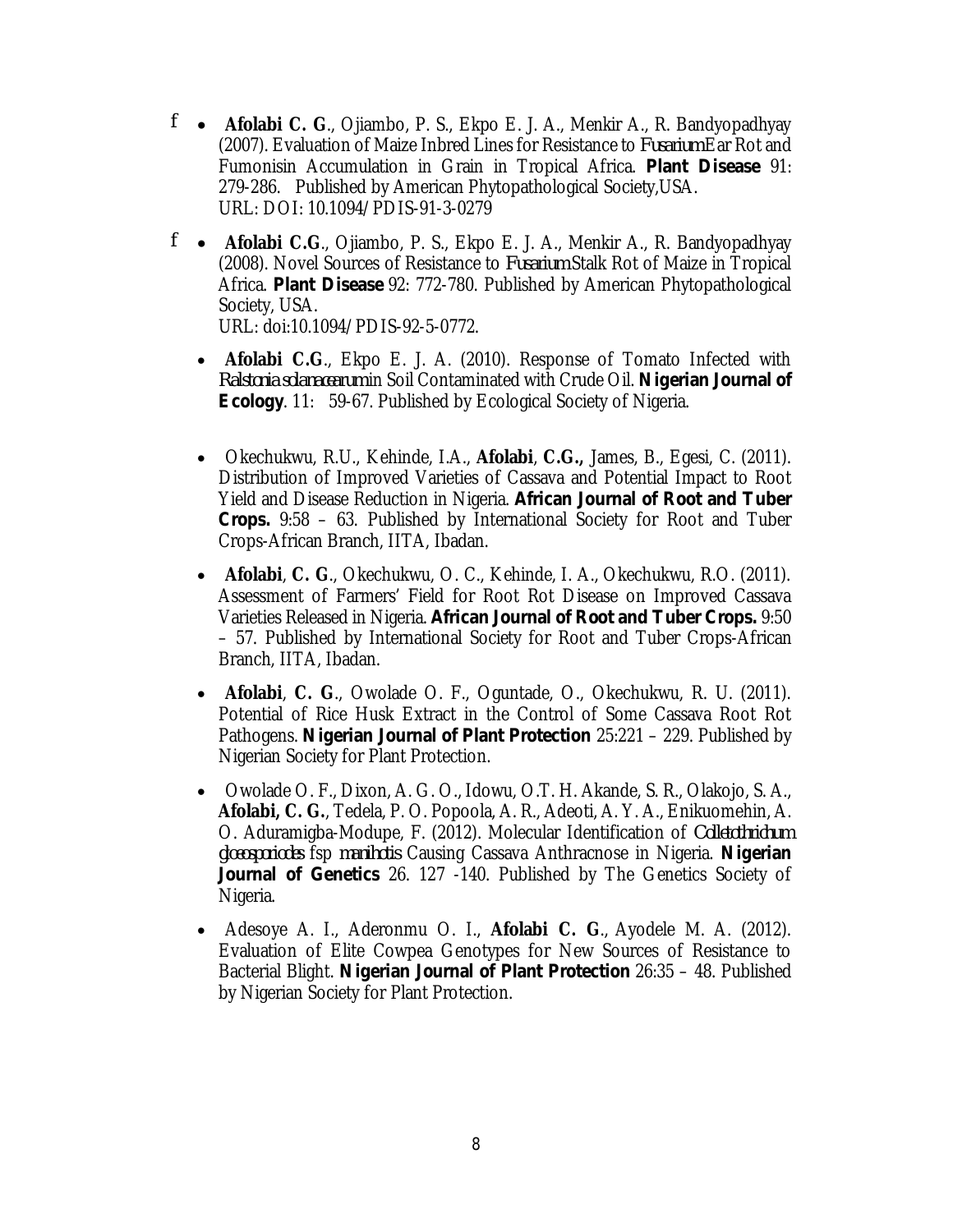- **Afolabi C. G**., Ojiambo, P. S., Ekpo E. J. A., Menkir A., R. Bandyopadhyay (2007). Evaluation of Maize Inbred Lines for Resistance to *Fusarium* Ear Rot and Fumonisin Accumulation in Grain in Tropical Africa. **Plant Disease** 91: 279-286. Published by American Phytopathological Society,USA. URL: DOI: 10.1094/PDIS-91-3-0279

- **Afolabi C.G**., Ojiambo, P. S., Ekpo E. J. A., Menkir A., R. Bandyopadhyay (2008). Novel Sources of Resistance to *Fusarium* Stalk Rot of Maize in Tropical Africa. **Plant Disease** 92: 772-780. Published by American Phytopathological Society, USA. URL: doi:10.1094/PDIS-92-5-0772.

- **Afolabi C.G**., Ekpo E. J. A. (2010). Response of Tomato Infected with *Ralstonia solanacearum* in Soil Contaminated with Crude Oil. **Nigerian Journal of Ecology**. 11: 59-67. Published by Ecological Society of Nigeria.

- Okechukwu, R.U., Kehinde, I.A., **Afolabi**, **C.G.,** James, B., Egesi, C. (2011). Distribution of Improved Varieties of Cassava and Potential Impact to Root Yield and Disease Reduction in Nigeria. **African Journal of Root and Tuber Crops.** 9:58 – 63. Published by International Society for Root and Tuber Crops-African Branch, IITA, Ibadan.

- **Afolabi**, **C. G**., Okechukwu, O. C., Kehinde, I. A., Okechukwu, R.O. (2011). Assessment of Farmers' Field for Root Rot Disease on Improved Cassava Varieties Released in Nigeria. **African Journal of Root and Tuber Crops.** 9:50 – 57. Published by International Society for Root and Tuber Crops-African Branch, IITA, Ibadan.

- **Afolabi**, **C. G**., Owolade O. F., Oguntade, O., Okechukwu, R. U. (2011). Potential of Rice Husk Extract in the Control of Some Cassava Root Rot Pathogens. **Nigerian Journal of Plant Protection** 25:221 – 229. Published by Nigerian Society for Plant Protection.

- Owolade O. F., Dixon, A. G. O., Idowu, O.T. H. Akande, S. R., Olakojo, S. A., **Afolabi, C. G.**, Tedela, P. O. Popoola, A. R., Adeoti, A. Y. A., Enikuomehin, A. O. Aduramigba-Modupe, F. (2012). Molecular Identification of *Colletothrichum gloeosporiodes* fsp *manihotis* Causing Cassava Anthracnose in Nigeria. **Nigerian Journal of Genetics** 26. 127 -140. Published by The Genetics Society of Nigeria.

- Adesoye A. I., Aderonmu O. I., **Afolabi C. G**., Ayodele M. A. (2012). Evaluation of Elite Cowpea Genotypes for New Sources of Resistance to Bacterial Blight. **Nigerian Journal of Plant Protection** 26:35 – 48. Published by Nigerian Society for Plant Protection.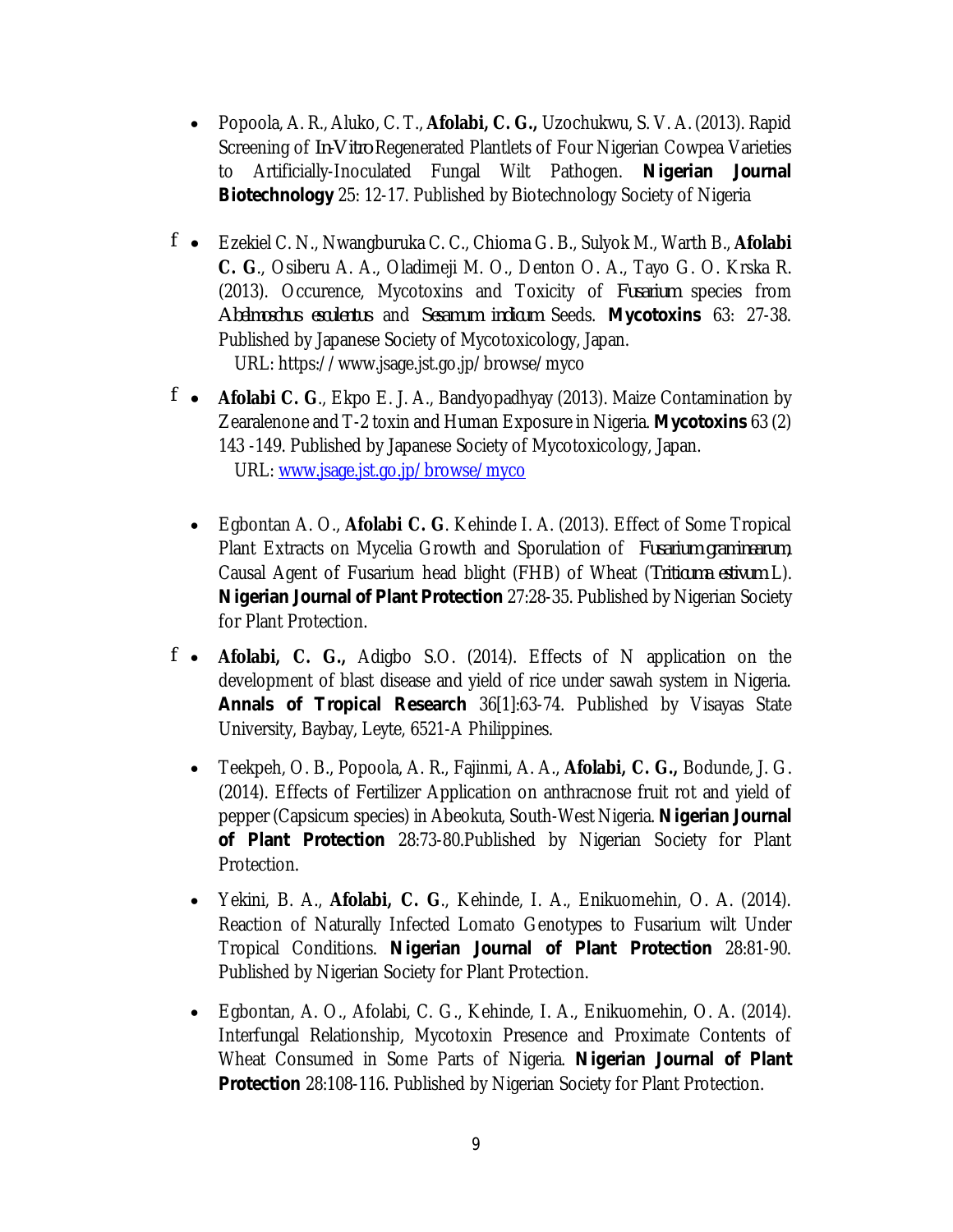- Popoola, A. R., Aluko, C. T., **Afolabi, C. G.,** Uzochukwu, S. V. A. (2013). Rapid Screening of *In-Vitro* Regenerated Plantlets of Four Nigerian Cowpea Varieties to Artificially-Inoculated Fungal Wilt Pathogen. **Nigerian Journal Biotechnology** 25: 12-17. Published by Biotechnology Society of Nigeria

- f Ezekiel C. N., Nwangburuka C. C., Chioma G. B., Sulyok M., Warth B., **Afolabi C. G**., Osiberu A. A., Oladimeji M. O., Denton O. A., Tayo G. O. Krska R. (2013). Occurence, Mycotoxins and Toxicity of *Fusarium* species from *Abelmoschus esculentus* and *Sesamum indicum* Seeds. **Mycotoxins** 63: 27-38. Published by Japanese Society of Mycotoxicology, Japan.
  URL: https://www.jsage.jst.go.jp/browse/myco

- f **Afolabi C. G**., Ekpo E. J. A., Bandyopadhyay (2013). Maize Contamination by Zearalenone and T-2 toxin and Human Exposure in Nigeria. **Mycotoxins** 63 (2) 143 -149. Published by Japanese Society of Mycotoxicology, Japan.
  URL: www.jsage.jst.go.jp/browse/myco

- Egbontan A. O., **Afolabi C. G**. Kehinde I. A. (2013). Effect of Some Tropical Plant Extracts on Mycelia Growth and Sporulation of *Fusarium graminearum*, Causal Agent of Fusarium head blight (FHB) of Wheat (*Triticuma estivum* L). **Nigerian Journal of Plant Protection** 27:28-35. Published by Nigerian Society for Plant Protection.

- f **Afolabi, C. G.,** Adigbo S.O. (2014). Effects of N application on the development of blast disease and yield of rice under sawah system in Nigeria. **Annals of Tropical Research** 36[1]:63-74. Published by Visayas State University, Baybay, Leyte, 6521-A Philippines.

- Teekpeh, O. B., Popoola, A. R., Fajinmi, A. A., **Afolabi, C. G.,** Bodunde, J. G. (2014). Effects of Fertilizer Application on anthracnose fruit rot and yield of pepper (Capsicum species) in Abeokuta, South-West Nigeria. **Nigerian Journal of Plant Protection** 28:73-80.Published by Nigerian Society for Plant Protection.

- Yekini, B. A., **Afolabi, C. G**., Kehinde, I. A., Enikuomehin, O. A. (2014). Reaction of Naturally Infected Lomato Genotypes to Fusarium wilt Under Tropical Conditions. **Nigerian Journal of Plant Protection** 28:81-90. Published by Nigerian Society for Plant Protection.

- Egbontan, A. O., Afolabi, C. G., Kehinde, I. A., Enikuomehin, O. A. (2014). Interfungal Relationship, Mycotoxin Presence and Proximate Contents of Wheat Consumed in Some Parts of Nigeria. **Nigerian Journal of Plant Protection** 28:108-116. Published by Nigerian Society for Plant Protection.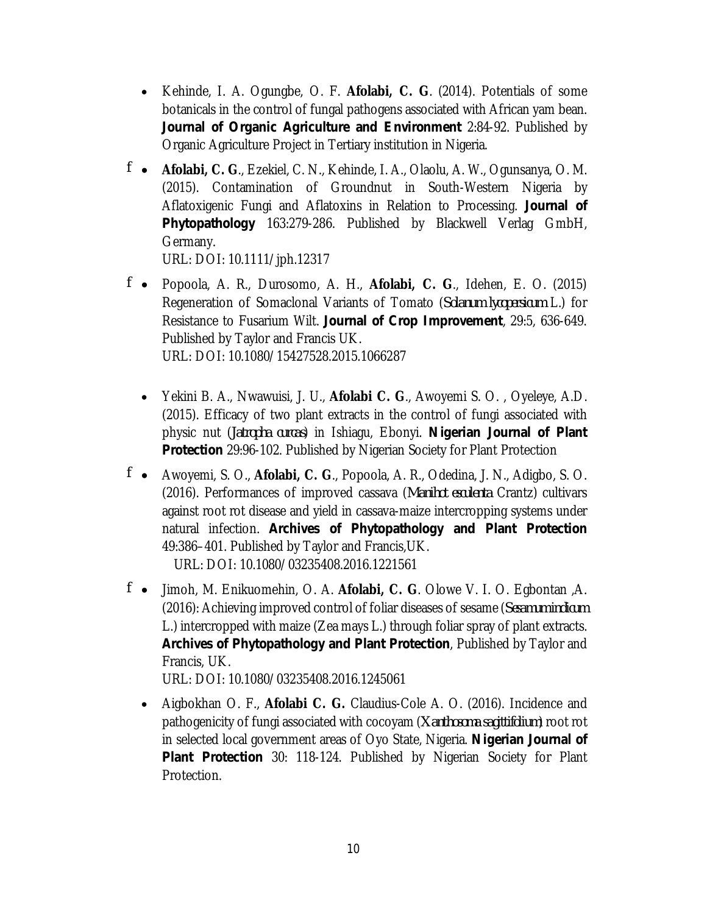- Kehinde, I. A. Ogungbe, O. F. **Afolabi, C. G**. (2014). Potentials of some botanicals in the control of fungal pathogens associated with African yam bean. **Journal of Organic Agriculture and Environment** 2:84-92. Published by Organic Agriculture Project in Tertiary institution in Nigeria.

- f **Afolabi, C. G**., Ezekiel, C. N., Kehinde, I. A., Olaolu, A. W., Ogunsanya, O. M. (2015). Contamination of Groundnut in South-Western Nigeria by Aflatoxigenic Fungi and Aflatoxins in Relation to Processing. **Journal of Phytopathology** 163:279-286. Published by Blackwell Verlag GmbH, Germany.
  URL: DOI: 10.1111/jph.12317

- f Popoola, A. R., Durosomo, A. H., **Afolabi, C. G**., Idehen, E. O. (2015) Regeneration of Somaclonal Variants of Tomato (*Solanum lycopersicum* L.) for Resistance to Fusarium Wilt. **Journal of Crop Improvement**, 29:5, 636-649. Published by Taylor and Francis UK.
  URL: DOI: 10.1080/15427528.2015.1066287

- Yekini B. A., Nwawuisi, J. U., **Afolabi C. G**., Awoyemi S. O. , Oyeleye, A.D. (2015). Efficacy of two plant extracts in the control of fungi associated with physic nut (*Jatropha curcas*) in Ishiagu, Ebonyi. **Nigerian Journal of Plant Protection** 29:96-102. Published by Nigerian Society for Plant Protection

- f Awoyemi, S. O., **Afolabi, C. G**., Popoola, A. R., Odedina, J. N., Adigbo, S. O. (2016). Performances of improved cassava (*Manihot esculenta* Crantz) cultivars against root rot disease and yield in cassava-maize intercropping systems under natural infection. **Archives of Phytopathology and Plant Protection** 49:386–401. Published by Taylor and Francis,UK.
  URL: DOI: 10.1080/03235408.2016.1221561

- f Jimoh, M. Enikuomehin, O. A. **Afolabi, C. G**. Olowe V. I. O. Egbontan ,A. (2016): Achieving improved control of foliar diseases of sesame (*Sesamum indicum* L.) intercropped with maize (Zea mays L.) through foliar spray of plant extracts. **Archives of Phytopathology and Plant Protection**, Published by Taylor and Francis, UK.
  URL: DOI: 10.1080/03235408.2016.1245061

- Aigbokhan O. F., **Afolabi C. G.** Claudius-Cole A. O. (2016). Incidence and pathogenicity of fungi associated with cocoyam (*Xanthosoma sagittifolium*) root rot in selected local government areas of Oyo State, Nigeria. **Nigerian Journal of Plant Protection** 30: 118-124. Published by Nigerian Society for Plant Protection.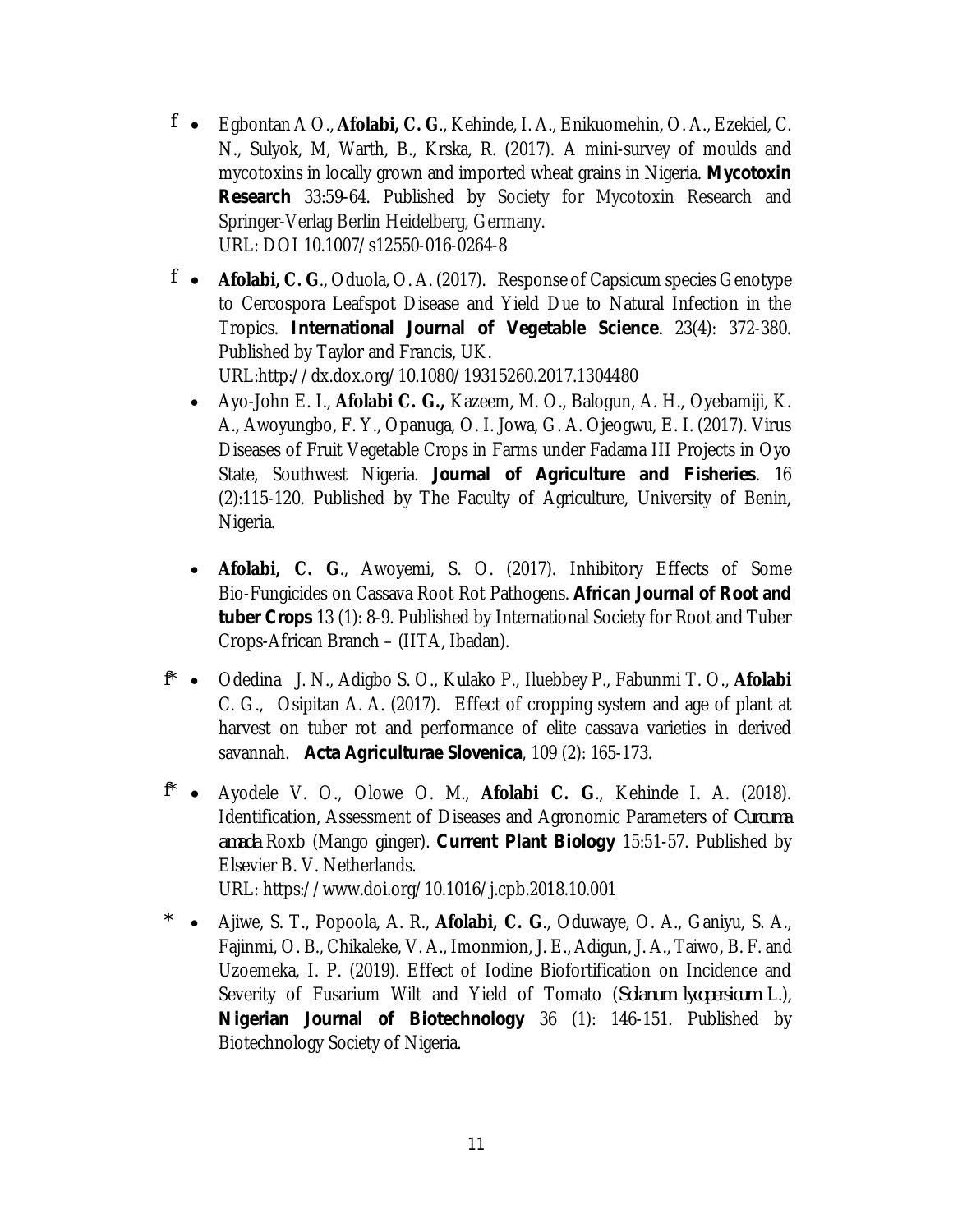- f Egbontan A O., **Afolabi, C. G**., Kehinde, I. A., Enikuomehin, O. A., Ezekiel, C. N., Sulyok, M, Warth, B., Krska, R. (2017). A mini-survey of moulds and mycotoxins in locally grown and imported wheat grains in Nigeria. **Mycotoxin Research** 33:59-64. Published by Society for Mycotoxin Research and Springer-Verlag Berlin Heidelberg, Germany.
  URL: DOI 10.1007/s12550-016-0264-8

- f **Afolabi, C. G**., Oduola, O. A. (2017). Response of Capsicum species Genotype to Cercospora Leafspot Disease and Yield Due to Natural Infection in the Tropics. **International Journal of Vegetable Science**. 23(4): 372-380. Published by Taylor and Francis, UK.
  URL:http://dx.dox.org/10.1080/19315260.2017.1304480

- Ayo-John E. I., **Afolabi C. G.,** Kazeem, M. O., Balogun, A. H., Oyebamiji, K. A., Awoyungbo, F. Y., Opanuga, O. I. Jowa, G. A. Ojeogwu, E. I. (2017). Virus Diseases of Fruit Vegetable Crops in Farms under Fadama III Projects in Oyo State, Southwest Nigeria. **Journal of Agriculture and Fisheries**. 16 (2):115-120. Published by The Faculty of Agriculture, University of Benin, Nigeria.

- **Afolabi, C. G**., Awoyemi, S. O. (2017). Inhibitory Effects of Some Bio-Fungicides on Cassava Root Rot Pathogens. **African Journal of Root and tuber Crops** 13 (1): 8-9. Published by International Society for Root and Tuber Crops-African Branch – (IITA, Ibadan).

- f* Odedina J. N., Adigbo S. O., Kulako P., Iluebbey P., Fabunmi T. O., **Afolabi** C. G., Osipitan A. A. (2017). Effect of cropping system and age of plant at harvest on tuber rot and performance of elite cassava varieties in derived savannah. **Acta Agriculturae Slovenica**, 109 (2): 165-173.

- f* Ayodele V. O., Olowe O. M., **Afolabi C. G**., Kehinde I. A. (2018). Identification, Assessment of Diseases and Agronomic Parameters of *Curcuma amada* Roxb (Mango ginger). **Current Plant Biology** 15:51-57. Published by Elsevier B. V. Netherlands.
  URL: https://www.doi.org/10.1016/j.cpb.2018.10.001

- * Ajiwe, S. T., Popoola, A. R., **Afolabi, C. G**., Oduwaye, O. A., Ganiyu, S. A., Fajinmi, O. B., Chikaleke, V. A., Imonmion, J. E., Adigun, J. A., Taiwo, B. F. and Uzoemeka, I. P. (2019). Effect of Iodine Biofortification on Incidence and Severity of Fusarium Wilt and Yield of Tomato (*Solanum lycopersicum* L.), **Nigerian Journal of Biotechnology** 36 (1): 146-151. Published by Biotechnology Society of Nigeria.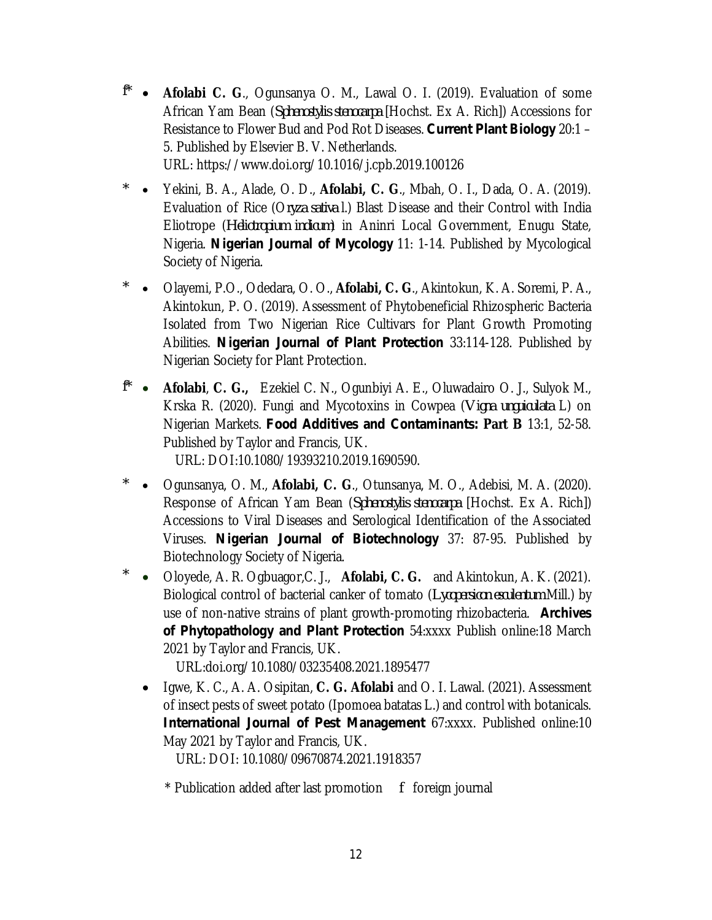- f* **Afolabi C. G**., Ogunsanya O. M., Lawal O. I. (2019). Evaluation of some African Yam Bean (*Sphenostylis stenocarpa* [Hochst. Ex A. Rich]) Accessions for Resistance to Flower Bud and Pod Rot Diseases. **Current Plant Biology** 20:1 – 5. Published by Elsevier B. V. Netherlands. URL: https://www.doi.org/10.1016/j.cpb.2019.100126

- * Yekini, B. A., Alade, O. D., **Afolabi, C. G**., Mbah, O. I., Dada, O. A. (2019). Evaluation of Rice (*Oryza sativa* l.) Blast Disease and their Control with India Eliotrope (*Heliotropium indicum*) in Aninri Local Government, Enugu State, Nigeria. **Nigerian Journal of Mycology** 11: 1-14. Published by Mycological Society of Nigeria.

- * Olayemi, P.O., Odedara, O. O., **Afolabi, C. G**., Akintokun, K. A. Soremi, P. A., Akintokun, P. O. (2019). Assessment of Phytobeneficial Rhizospheric Bacteria Isolated from Two Nigerian Rice Cultivars for Plant Growth Promoting Abilities. **Nigerian Journal of Plant Protection** 33:114-128. Published by Nigerian Society for Plant Protection.

- f* **Afolabi**, **C. G.,** Ezekiel C. N., Ogunbiyi A. E., Oluwadairo O. J., Sulyok M., Krska R. (2020). Fungi and Mycotoxins in Cowpea (*Vigna unguiculata* L) on Nigerian Markets. **Food Additives and Contaminants: Part B** 13:1, 52-58. Published by Taylor and Francis, UK. URL: DOI:10.1080/19393210.2019.1690590.

- * Ogunsanya, O. M., **Afolabi, C. G**., Otunsanya, M. O., Adebisi, M. A. (2020). Response of African Yam Bean (*Sphenostylis stenocarpa* [Hochst. Ex A. Rich]) Accessions to Viral Diseases and Serological Identification of the Associated Viruses. **Nigerian Journal of Biotechnology** 37: 87-95. Published by Biotechnology Society of Nigeria.

- * Oloyede, A. R. Ogbuagor,C. J., **Afolabi, C. G.** and Akintokun, A. K. (2021). Biological control of bacterial canker of tomato (*Lycopersicon esculentum* Mill.) by use of non-native strains of plant growth-promoting rhizobacteria. **Archives of Phytopathology and Plant Protection** 54:xxxx Publish online:18 March 2021 by Taylor and Francis, UK. URL:doi.org/10.1080/03235408.2021.1895477

- Igwe, K. C., A. A. Osipitan, **C. G. Afolabi** and O. I. Lawal. (2021). Assessment of insect pests of sweet potato (Ipomoea batatas L.) and control with botanicals. **International Journal of Pest Management** 67:xxxx. Published online:10 May 2021 by Taylor and Francis, UK. URL: DOI: 10.1080/09670874.2021.1918357

\* Publication added after last promotion f foreign journal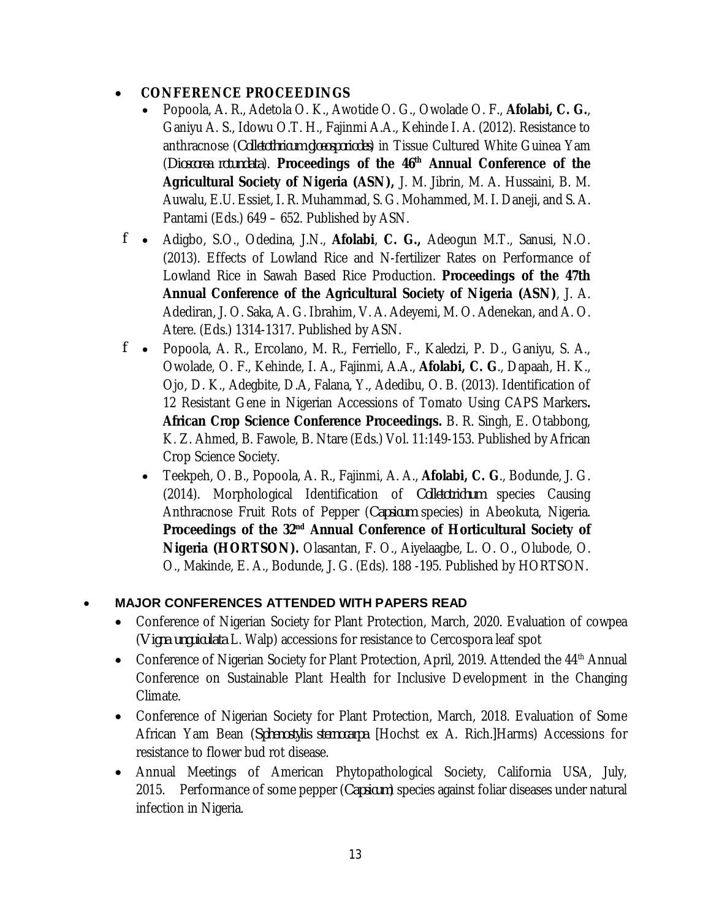- **CONFERENCE PROCEEDINGS**
  - Popoola, A. R., Adetola O. K., Awotide O. G., Owolade O. F., **Afolabi, C. G.**, Ganiyu A. S., Idowu O.T. H., Fajinmi A.A., Kehinde I. A. (2012). Resistance to anthracnose (*Colletothricum gloeosporiodes*) in Tissue Cultured White Guinea Yam (*Dioscorea rotundata*). **Proceedings of the 46th Annual Conference of the Agricultural Society of Nigeria (ASN),** J. M. Jibrin, M. A. Hussaini, B. M. Auwalu, E.U. Essiet, I. R. Muhammad, S. G. Mohammed, M. I. Daneji, and S. A. Pantami (Eds.) 649 – 652. Published by ASN.
  - Adigbo, S.O., Odedina, J.N., **Afolabi**, **C. G.,** Adeogun M.T., Sanusi, N.O. (2013). Effects of Lowland Rice and N-fertilizer Rates on Performance of Lowland Rice in Sawah Based Rice Production. **Proceedings of the 47th Annual Conference of the Agricultural Society of Nigeria (ASN)**, J. A. Adediran, J. O. Saka, A. G. Ibrahim, V. A. Adeyemi, M. O. Adenekan, and A. O. Atere. (Eds.) 1314-1317. Published by ASN.
  - Popoola, A. R., Ercolano, M. R., Ferriello, F., Kaledzi, P. D., Ganiyu, S. A., Owolade, O. F., Kehinde, I. A., Fajinmi, A.A., **Afolabi, C. G**., Dapaah, H. K., Ojo, D. K., Adegbite, D.A, Falana, Y., Adedibu, O. B. (2013). Identification of 12 Resistant Gene in Nigerian Accessions of Tomato Using CAPS Markers**. African Crop Science Conference Proceedings.** B. R. Singh, E. Otabbong, K. Z. Ahmed, B. Fawole, B. Ntare (Eds.) Vol. 11:149-153. Published by African Crop Science Society.
  - Teekpeh, O. B., Popoola, A. R., Fajinmi, A. A., **Afolabi, C. G**., Bodunde, J. G. (2014). Morphological Identification of *Colletotrichum* species Causing Anthracnose Fruit Rots of Pepper (*Capsicum* species) in Abeokuta, Nigeria. **Proceedings of the 32nd Annual Conference of Horticultural Society of Nigeria (HORTSON).** Olasantan, F. O., Aiyelaagbe, L. O. O., Olubode, O. O., Makinde, E. A., Bodunde, J. G. (Eds). 188 -195. Published by HORTSON.

- **MAJOR CONFERENCES ATTENDED WITH PAPERS READ**
  - Conference of Nigerian Society for Plant Protection, March, 2020. Evaluation of cowpea (*Vigna unguiculata* L. Walp) accessions for resistance to Cercospora leaf spot
  - Conference of Nigerian Society for Plant Protection, April, 2019. Attended the 44th Annual Conference on Sustainable Plant Health for Inclusive Development in the Changing Climate.
  - Conference of Nigerian Society for Plant Protection, March, 2018. Evaluation of Some African Yam Bean (*Sphenostylis sternocarpa* [Hochst ex A. Rich.]Harms) Accessions for resistance to flower bud rot disease.
  - Annual Meetings of American Phytopathological Society, California USA, July, 2015. Performance of some pepper (*Capsicum*) species against foliar diseases under natural infection in Nigeria.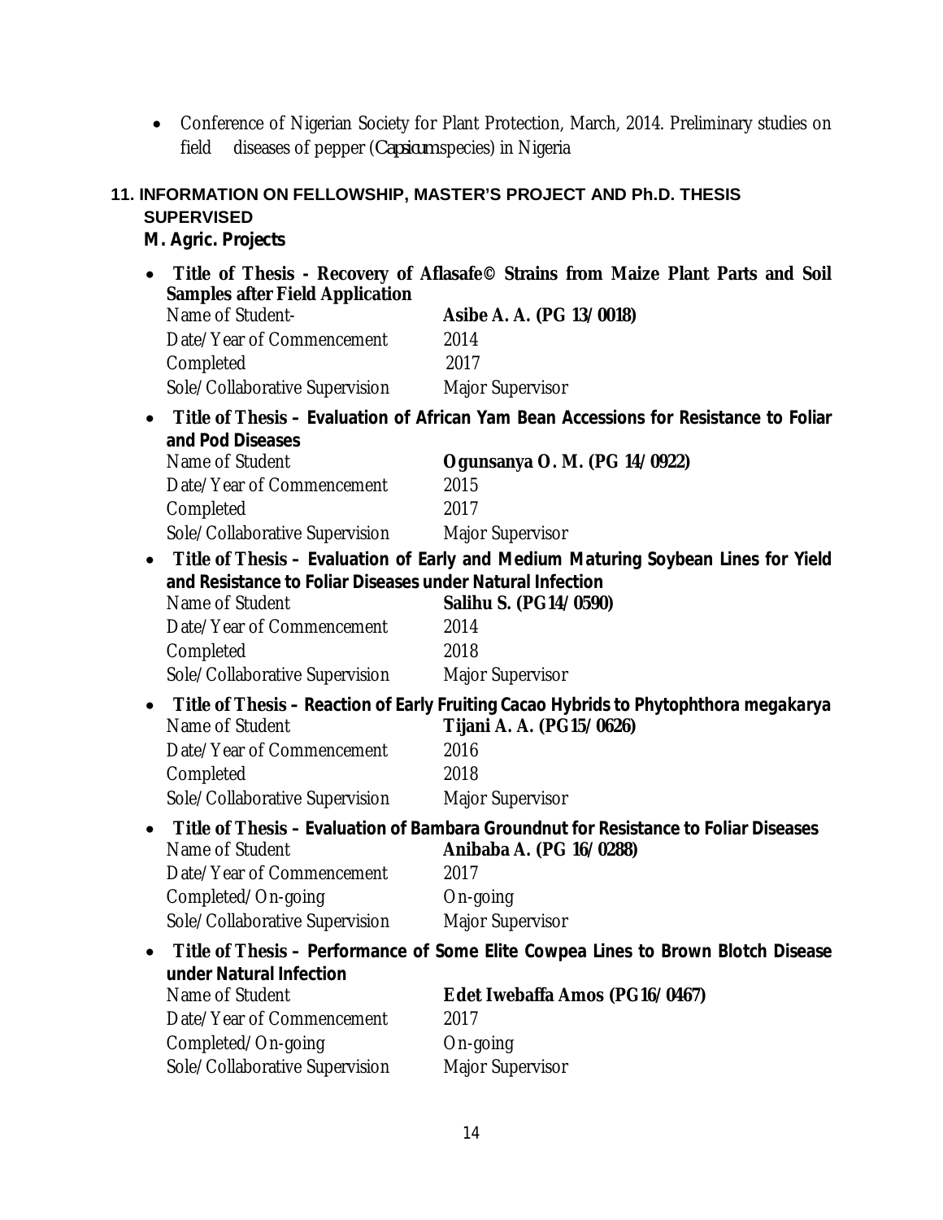- Conference of Nigerian Society for Plant Protection, March, 2014. Preliminary studies on field diseases of pepper (*Capsicum* species) in Nigeria

## 11. INFORMATION ON FELLOWSHIP, MASTER'S PROJECT AND Ph.D. THESIS SUPERVISED

**M. Agric. Projects**

- **Title of Thesis - Recovery of Aflasafe© Strains from Maize Plant Parts and Soil Samples after Field Application**

  Name of Student- **Asibe A. A. (PG 13/0018)**
  Date/Year of Commencement 2014
  Completed 2017
  Sole/Collaborative Supervision Major Supervisor

- **Title of Thesis – Evaluation of African Yam Bean Accessions for Resistance to Foliar and Pod Diseases**

  Name of Student **Ogunsanya O. M. (PG 14/0922)**
  Date/Year of Commencement 2015
  Completed 2017
  Sole/Collaborative Supervision Major Supervisor

- **Title of Thesis – Evaluation of Early and Medium Maturing Soybean Lines for Yield and Resistance to Foliar Diseases under Natural Infection**

  Name of Student **Salihu S. (PG14/0590)**
  Date/Year of Commencement 2014
  Completed 2018
  Sole/Collaborative Supervision Major Supervisor

- **Title of Thesis – Reaction of Early Fruiting Cacao Hybrids to Phytophthora megakarya**

  Name of Student **Tijani A. A. (PG15/0626)**
  Date/Year of Commencement 2016
  Completed 2018
  Sole/Collaborative Supervision Major Supervisor

- **Title of Thesis – Evaluation of Bambara Groundnut for Resistance to Foliar Diseases**

  Name of Student **Anibaba A. (PG 16/0288)**
  Date/Year of Commencement 2017
  Completed/On-going On-going
  Sole/Collaborative Supervision Major Supervisor

- **Title of Thesis – Performance of Some Elite Cowpea Lines to Brown Blotch Disease under Natural Infection**

  Name of Student **Edet Iwebaffa Amos (PG16/0467)**
  Date/Year of Commencement 2017
  Completed/On-going On-going
  Sole/Collaborative Supervision Major Supervisor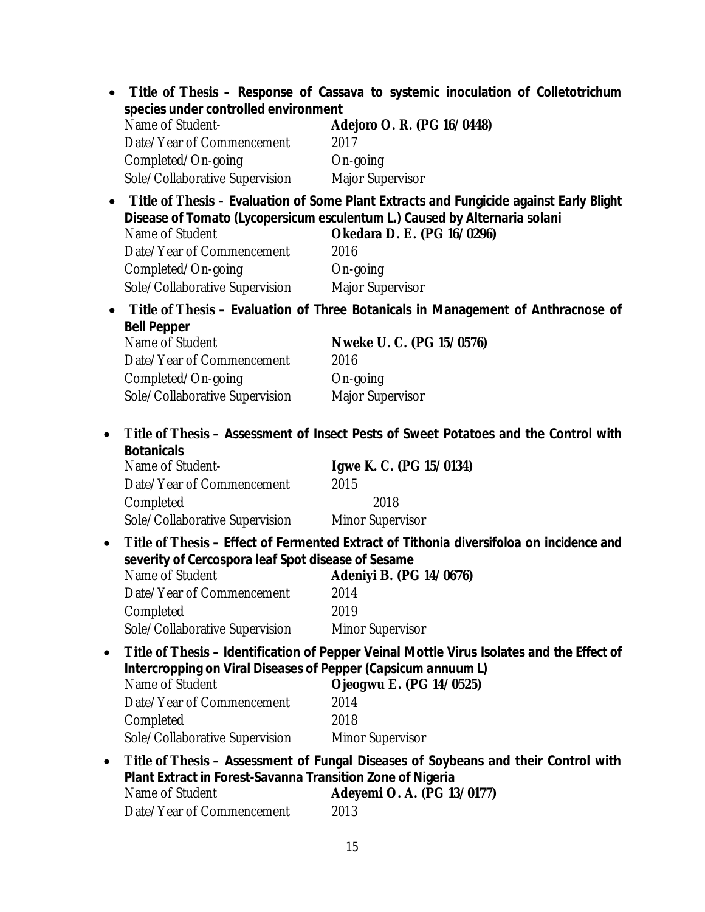- **Title of Thesis – Response of Cassava to systemic inoculation of Colletotrichum species under controlled environment**

  Name of Student- **Adejoro O. R. (PG 16/0448)**
  Date/Year of Commencement 2017
  Completed/On-going On-going
  Sole/Collaborative Supervision Major Supervisor

- **Title of Thesis – Evaluation of Some Plant Extracts and Fungicide against Early Blight Disease of Tomato (*Lycopersicum esculentum* L.) Caused by *Alternaria solani***

  Name of Student **Okedara D. E. (PG 16/0296)**
  Date/Year of Commencement 2016
  Completed/On-going On-going
  Sole/Collaborative Supervision Major Supervisor

- **Title of Thesis – Evaluation of Three Botanicals in Management of Anthracnose of Bell Pepper**

  Name of Student **Nweke U. C. (PG 15/0576)**
  Date/Year of Commencement 2016
  Completed/On-going On-going
  Sole/Collaborative Supervision Major Supervisor

- **Title of Thesis – Assessment of Insect Pests of Sweet Potatoes and the Control with Botanicals**

  Name of Student- **Igwe K. C. (PG 15/0134)**
  Date/Year of Commencement 2015
  Completed 2018
  Sole/Collaborative Supervision Minor Supervisor

- **Title of Thesis – Effect of Fermented Extract of Tithonia diversifoloa on incidence and severity of Cercospora leaf Spot disease of Sesame**

  Name of Student **Adeniyi B. (PG 14/0676)**
  Date/Year of Commencement 2014
  Completed 2019
  Sole/Collaborative Supervision Minor Supervisor

- **Title of Thesis – Identification of Pepper Veinal Mottle Virus Isolates and the Effect of Intercropping on Viral Diseases of Pepper (*Capsicum annuum* L)**

  Name of Student **Ojeogwu E. (PG 14/0525)**
  Date/Year of Commencement 2014
  Completed 2018
  Sole/Collaborative Supervision Minor Supervisor

- **Title of Thesis – Assessment of Fungal Diseases of Soybeans and their Control with Plant Extract in Forest-Savanna Transition Zone of Nigeria**

  Name of Student **Adeyemi O. A. (PG 13/0177)**
  Date/Year of Commencement 2013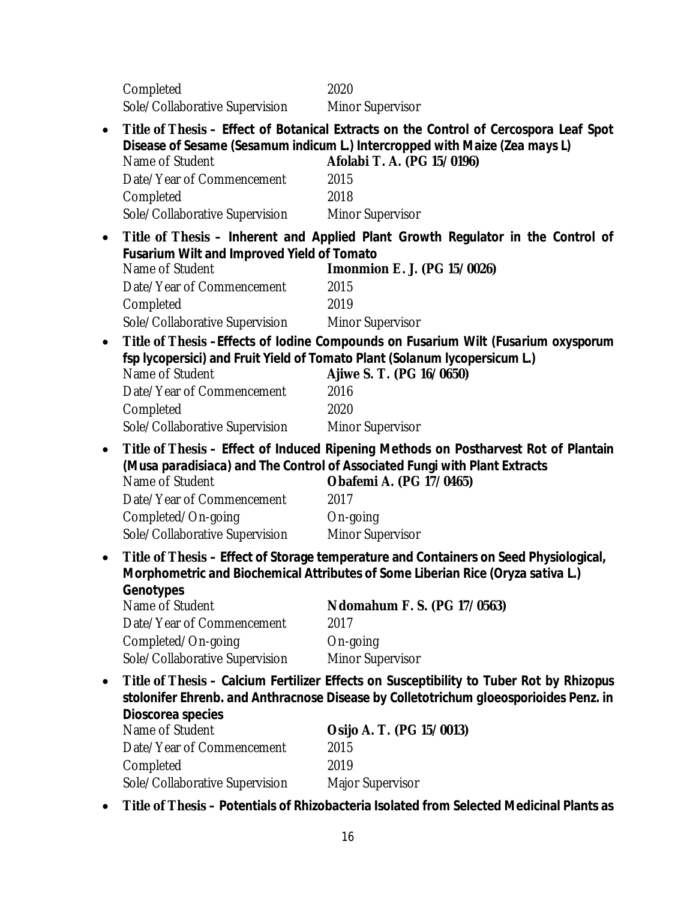Completed 2020
Sole/Collaborative Supervision Minor Supervisor

- **Title of Thesis – Effect of Botanical Extracts on the Control of Cercospora Leaf Spot Disease of Sesame (*Sesamum indicum* L.) Intercropped with Maize (*Zea mays* L)**
  Name of Student **Afolabi T. A. (PG 15/0196)**
  Date/Year of Commencement 2015
  Completed 2018
  Sole/Collaborative Supervision Minor Supervisor

- **Title of Thesis – Inherent and Applied Plant Growth Regulator in the Control of Fusarium Wilt and Improved Yield of Tomato**
  Name of Student **Imonmion E. J. (PG 15/0026)**
  Date/Year of Commencement 2015
  Completed 2019
  Sole/Collaborative Supervision Minor Supervisor

- **Title of Thesis –Effects of Iodine Compounds on Fusarium Wilt (*Fusarium oxysporum* fsp *lycopersici*) and Fruit Yield of Tomato Plant (*Solanum lycopersicum* L.)**
  Name of Student **Ajiwe S. T. (PG 16/0650)**
  Date/Year of Commencement 2016
  Completed 2020
  Sole/Collaborative Supervision Minor Supervisor

- **Title of Thesis – Effect of Induced Ripening Methods on Postharvest Rot of Plantain (*Musa paradisiaca*) and The Control of Associated Fungi with Plant Extracts**
  Name of Student **Obafemi A. (PG 17/0465)**
  Date/Year of Commencement 2017
  Completed/On-going On-going
  Sole/Collaborative Supervision Minor Supervisor

- **Title of Thesis – Effect of Storage temperature and Containers on Seed Physiological, Morphometric and Biochemical Attributes of Some Liberian Rice (*Oryza sativa* L.) Genotypes**
  Name of Student **Ndomahum F. S. (PG 17/0563)**
  Date/Year of Commencement 2017
  Completed/On-going On-going
  Sole/Collaborative Supervision Minor Supervisor

- **Title of Thesis – Calcium Fertilizer Effects on Susceptibility to Tuber Rot by *Rhizopus stolonifer* Ehrenb. and Anthracnose Disease by *Colletotrichum gloeosporioides* Penz. in *Dioscorea* species**
  Name of Student **Osijo A. T. (PG 15/0013)**
  Date/Year of Commencement 2015
  Completed 2019
  Sole/Collaborative Supervision Major Supervisor

- **Title of Thesis – Potentials of Rhizobacteria Isolated from Selected Medicinal Plants as**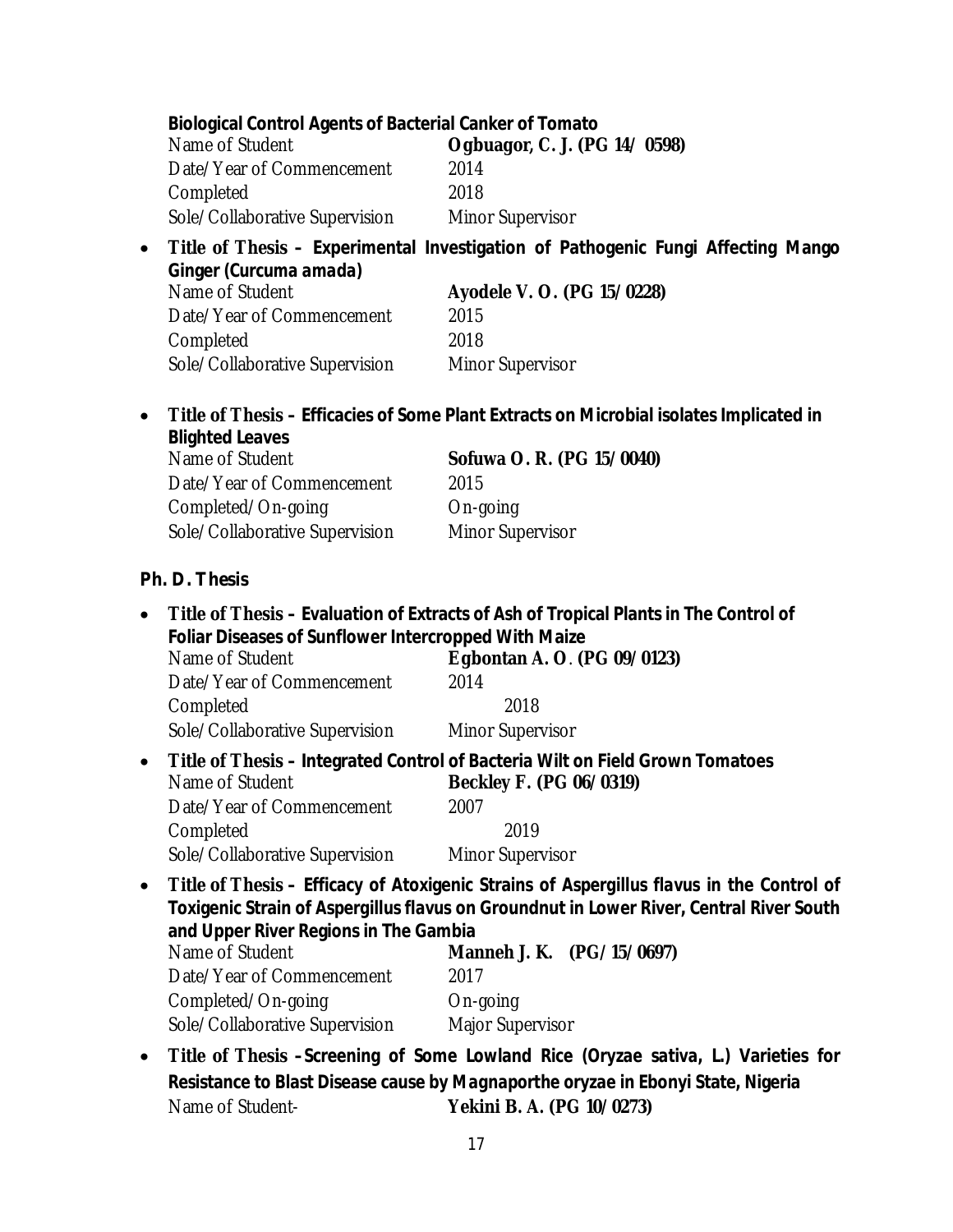**Biological Control Agents of Bacterial Canker of Tomato**

| | |
|---|---|
| Name of Student | **Ogbuagor, C. J. (PG 14/ 0598)** |
| Date/Year of Commencement | 2014 |
| Completed | 2018 |
| Sole/Collaborative Supervision | Minor Supervisor |

- **Title of Thesis – Experimental Investigation of Pathogenic Fungi Affecting Mango Ginger (*Curcuma amada*)**

| | |
|---|---|
| Name of Student | **Ayodele V. O. (PG 15/0228)** |
| Date/Year of Commencement | 2015 |
| Completed | 2018 |
| Sole/Collaborative Supervision | Minor Supervisor |

- **Title of Thesis – Efficacies of Some Plant Extracts on Microbial isolates Implicated in Blighted Leaves**

| | |
|---|---|
| Name of Student | **Sofuwa O. R. (PG 15/0040)** |
| Date/Year of Commencement | 2015 |
| Completed/On-going | On-going |
| Sole/Collaborative Supervision | Minor Supervisor |

**Ph. D. Thesis**

- **Title of Thesis – Evaluation of Extracts of Ash of Tropical Plants in The Control of Foliar Diseases of Sunflower Intercropped With Maize**

| | |
|---|---|
| Name of Student | **Egbontan A. O. (PG 09/0123)** |
| Date/Year of Commencement | 2014 |
| Completed | 2018 |
| Sole/Collaborative Supervision | Minor Supervisor |

- **Title of Thesis – Integrated Control of Bacteria Wilt on Field Grown Tomatoes**

| | |
|---|---|
| Name of Student | **Beckley F. (PG 06/0319)** |
| Date/Year of Commencement | 2007 |
| Completed | 2019 |
| Sole/Collaborative Supervision | Minor Supervisor |

- **Title of Thesis – Efficacy of Atoxigenic Strains of *Aspergillus flavus* in the Control of Toxigenic Strain of *Aspergillus flavus* on Groundnut in Lower River, Central River South and Upper River Regions in The Gambia**

| | |
|---|---|
| Name of Student | **Manneh J. K. (PG/15/0697)** |
| Date/Year of Commencement | 2017 |
| Completed/On-going | On-going |
| Sole/Collaborative Supervision | Major Supervisor |

- **Title of Thesis – Screening of Some Lowland Rice (*Oryzae sativa*, L.) Varieties for Resistance to Blast Disease cause by *Magnaporthe oryzae* in Ebonyi State, Nigeria**

| | |
|---|---|
| Name of Student- | **Yekini B. A. (PG 10/0273)** |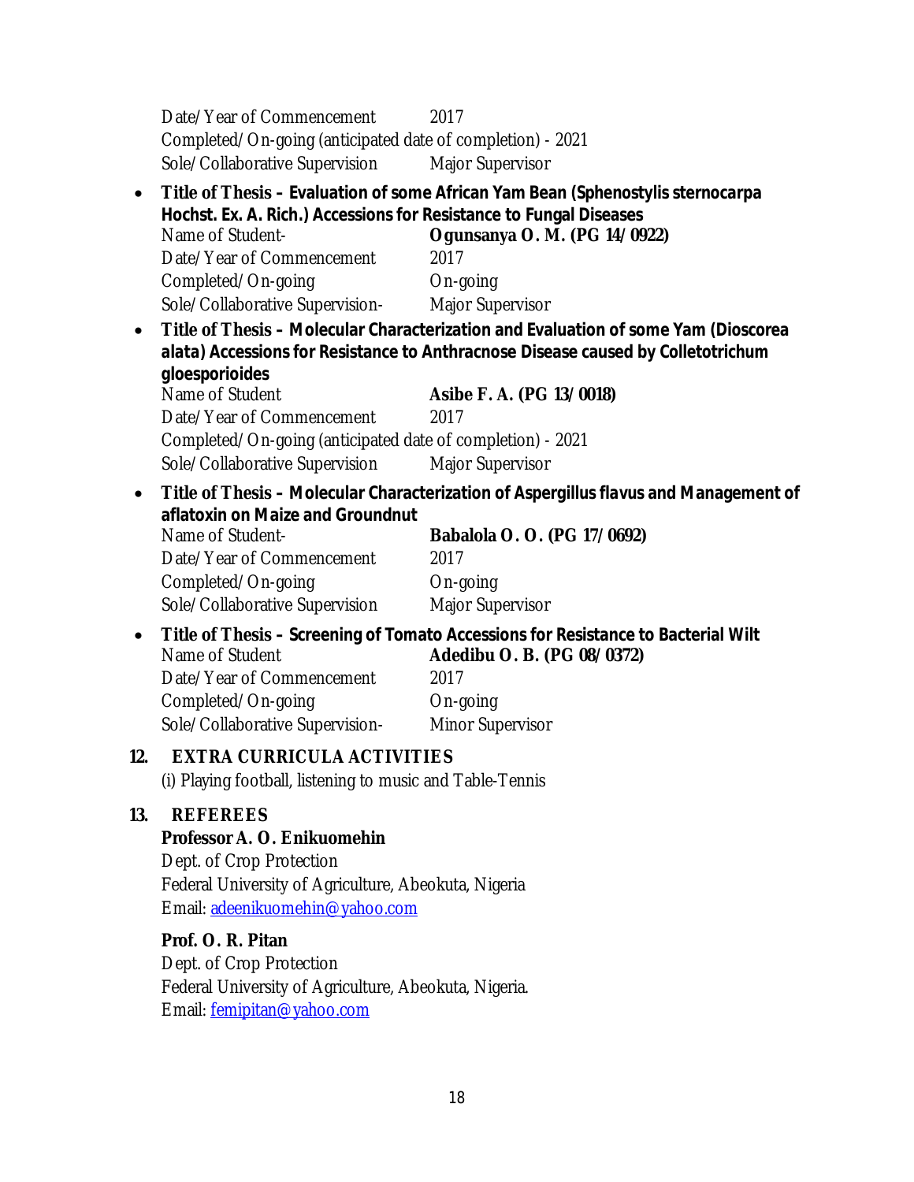Date/Year of Commencement 2017
Completed/On-going (anticipated date of completion) - 2021
Sole/Collaborative Supervision Major Supervisor

- **Title of Thesis – Evaluation of some African Yam Bean (*Sphenostylis sternocarpa* Hochst. Ex. A. Rich.) Accessions for Resistance to Fungal Diseases**
  Name of Student- **Ogunsanya O. M. (PG 14/0922)**
  Date/Year of Commencement 2017
  Completed/On-going On-going
  Sole/Collaborative Supervision- Major Supervisor
- **Title of Thesis – Molecular Characterization and Evaluation of some Yam (*Dioscorea alata*) Accessions for Resistance to Anthracnose Disease caused by *Colletotrichum gloesporioides***
  Name of Student **Asibe F. A. (PG 13/0018)**
  Date/Year of Commencement 2017
  Completed/On-going (anticipated date of completion) - 2021
  Sole/Collaborative Supervision Major Supervisor
- **Title of Thesis – Molecular Characterization of *Aspergillus flavus* and Management of aflatoxin on Maize and Groundnut**
  Name of Student- **Babalola O. O. (PG 17/0692)**
  Date/Year of Commencement 2017
  Completed/On-going On-going
  Sole/Collaborative Supervision Major Supervisor
- **Title of Thesis – Screening of Tomato Accessions for Resistance to Bacterial Wilt**
  Name of Student **Adedibu O. B. (PG 08/0372)**
  Date/Year of Commencement 2017
  Completed/On-going On-going
  Sole/Collaborative Supervision- Minor Supervisor

## 12. EXTRA CURRICULA ACTIVITIES

(i) Playing football, listening to music and Table-Tennis

## 13. REFEREES

**Professor A. O. Enikuomehin**
Dept. of Crop Protection
Federal University of Agriculture, Abeokuta, Nigeria
Email: adeenikuomehin@yahoo.com

**Prof. O. R. Pitan**
Dept. of Crop Protection
Federal University of Agriculture, Abeokuta, Nigeria.
Email: femipitan@yahoo.com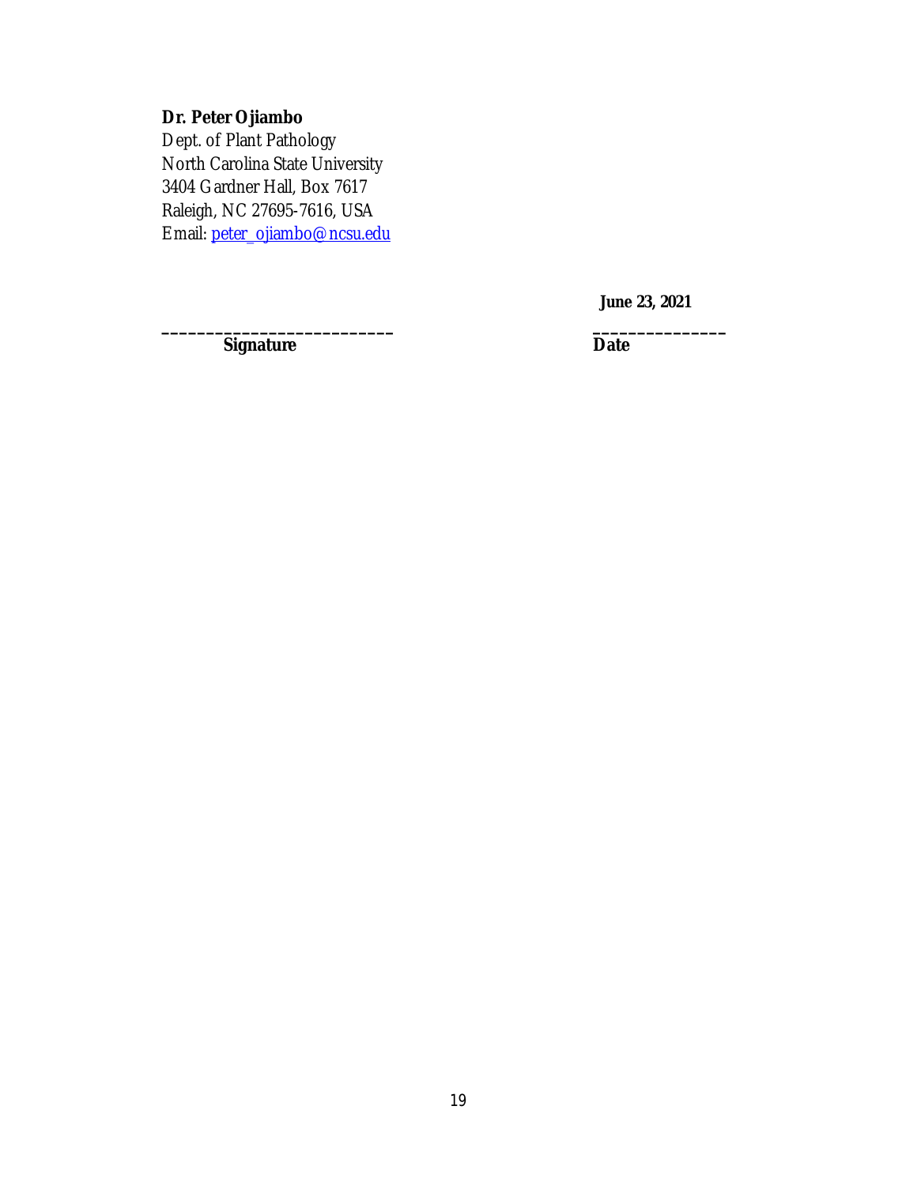**Dr. Peter Ojiambo**
Dept. of Plant Pathology
North Carolina State University
3404 Gardner Hall, Box 7617
Raleigh, NC 27695-7616, USA
Email: peter_ojiambo@ncsu.edu

**June 23, 2021**

**\_\_\_\_\_\_\_\_\_\_\_\_\_\_\_\_\_\_\_\_\_\_\_\_\_\_** **\_\_\_\_\_\_\_\_\_\_\_\_\_\_\_**
**Signature** **Date**